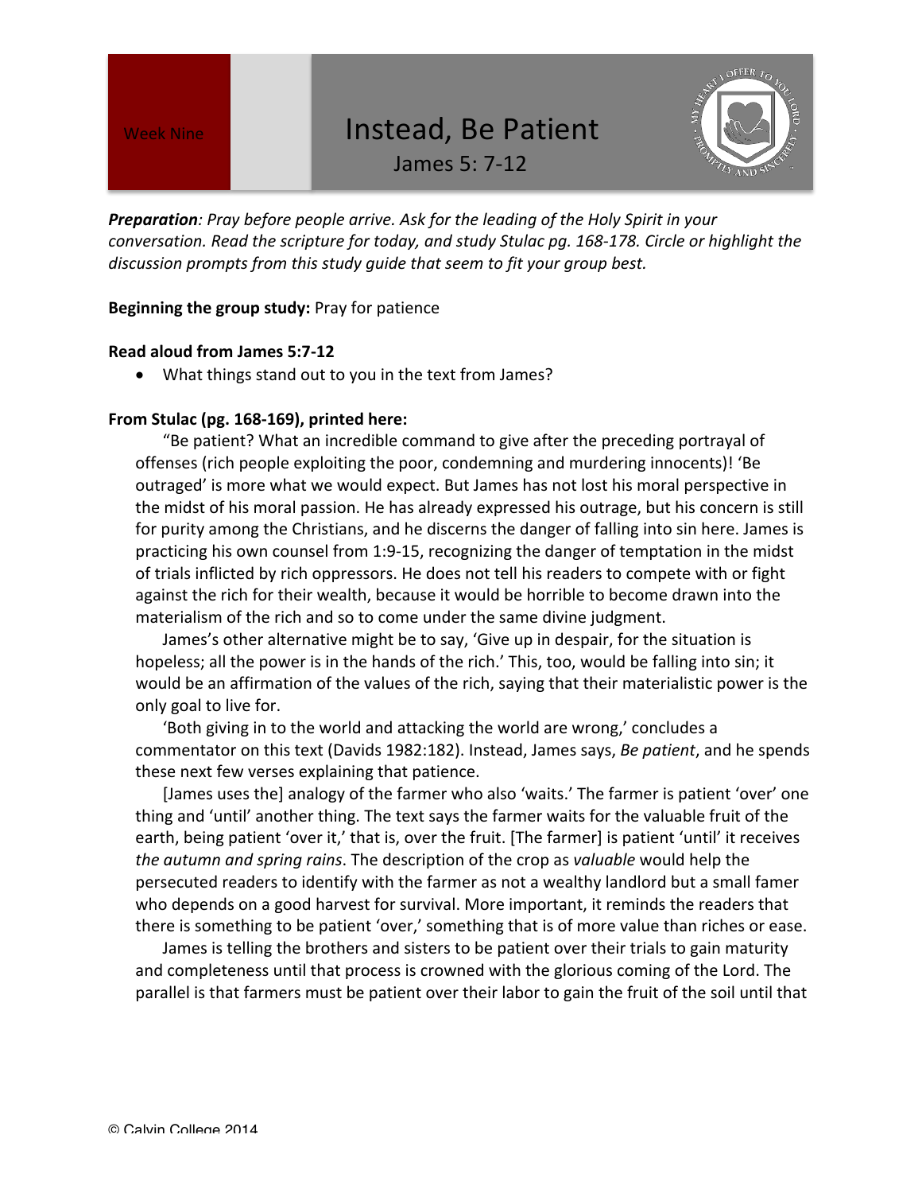Week Nine

# Instead, Be Patient

## James 5: 7-12

***Preparation****: Pray before people arrive. Ask for the leading of the Holy Spirit in your conversation. Read the scripture for today, and study Stulac pg. 168-178. Circle or highlight the discussion prompts from this study guide that seem to fit your group best.*

**Beginning the group study:** Pray for patience

**Read aloud from James 5:7-12**

- What things stand out to you in the text from James?

**From Stulac (pg. 168-169), printed here:**

"Be patient? What an incredible command to give after the preceding portrayal of offenses (rich people exploiting the poor, condemning and murdering innocents)! 'Be outraged' is more what we would expect. But James has not lost his moral perspective in the midst of his moral passion. He has already expressed his outrage, but his concern is still for purity among the Christians, and he discerns the danger of falling into sin here. James is practicing his own counsel from 1:9-15, recognizing the danger of temptation in the midst of trials inflicted by rich oppressors. He does not tell his readers to compete with or fight against the rich for their wealth, because it would be horrible to become drawn into the materialism of the rich and so to come under the same divine judgment.

James's other alternative might be to say, 'Give up in despair, for the situation is hopeless; all the power is in the hands of the rich.' This, too, would be falling into sin; it would be an affirmation of the values of the rich, saying that their materialistic power is the only goal to live for.

'Both giving in to the world and attacking the world are wrong,' concludes a commentator on this text (Davids 1982:182). Instead, James says, *Be patient*, and he spends these next few verses explaining that patience.

[James uses the] analogy of the farmer who also 'waits.' The farmer is patient 'over' one thing and 'until' another thing. The text says the farmer waits for the valuable fruit of the earth, being patient 'over it,' that is, over the fruit. [The farmer] is patient 'until' it receives *the autumn and spring rains*. The description of the crop as *valuable* would help the persecuted readers to identify with the farmer as not a wealthy landlord but a small famer who depends on a good harvest for survival. More important, it reminds the readers that there is something to be patient 'over,' something that is of more value than riches or ease.

James is telling the brothers and sisters to be patient over their trials to gain maturity and completeness until that process is crowned with the glorious coming of the Lord. The parallel is that farmers must be patient over their labor to gain the fruit of the soil until that

© Calvin College 2014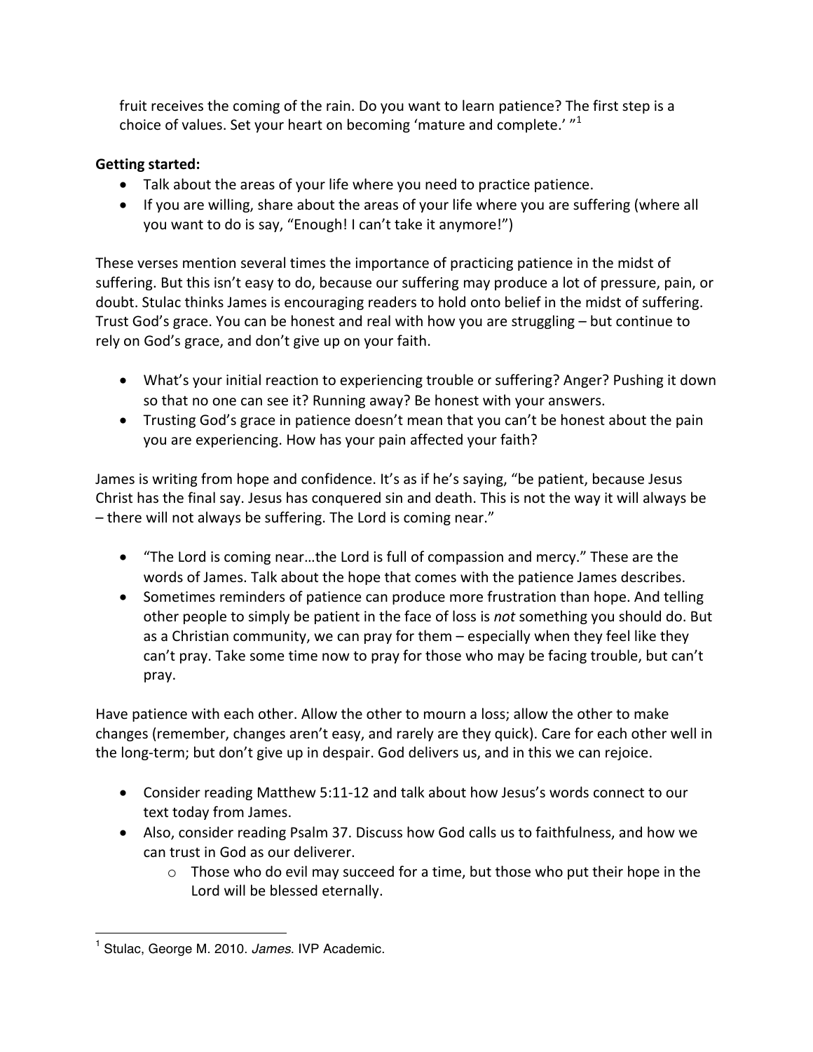fruit receives the coming of the rain. Do you want to learn patience? The first step is a choice of values. Set your heart on becoming 'mature and complete.' "[1]

**Getting started:**

- Talk about the areas of your life where you need to practice patience.
- If you are willing, share about the areas of your life where you are suffering (where all you want to do is say, "Enough! I can't take it anymore!")

These verses mention several times the importance of practicing patience in the midst of suffering. But this isn't easy to do, because our suffering may produce a lot of pressure, pain, or doubt. Stulac thinks James is encouraging readers to hold onto belief in the midst of suffering. Trust God's grace. You can be honest and real with how you are struggling – but continue to rely on God's grace, and don't give up on your faith.

- What's your initial reaction to experiencing trouble or suffering? Anger? Pushing it down so that no one can see it? Running away? Be honest with your answers.
- Trusting God's grace in patience doesn't mean that you can't be honest about the pain you are experiencing. How has your pain affected your faith?

James is writing from hope and confidence. It's as if he's saying, "be patient, because Jesus Christ has the final say. Jesus has conquered sin and death. This is not the way it will always be – there will not always be suffering. The Lord is coming near."

- "The Lord is coming near…the Lord is full of compassion and mercy." These are the words of James. Talk about the hope that comes with the patience James describes.
- Sometimes reminders of patience can produce more frustration than hope. And telling other people to simply be patient in the face of loss is *not* something you should do. But as a Christian community, we can pray for them – especially when they feel like they can't pray. Take some time now to pray for those who may be facing trouble, but can't pray.

Have patience with each other. Allow the other to mourn a loss; allow the other to make changes (remember, changes aren't easy, and rarely are they quick). Care for each other well in the long-term; but don't give up in despair. God delivers us, and in this we can rejoice.

- Consider reading Matthew 5:11-12 and talk about how Jesus's words connect to our text today from James.
- Also, consider reading Psalm 37. Discuss how God calls us to faithfulness, and how we can trust in God as our deliverer.
  - Those who do evil may succeed for a time, but those who put their hope in the Lord will be blessed eternally.

---

[1] Stulac, George M. 2010. *James*. IVP Academic.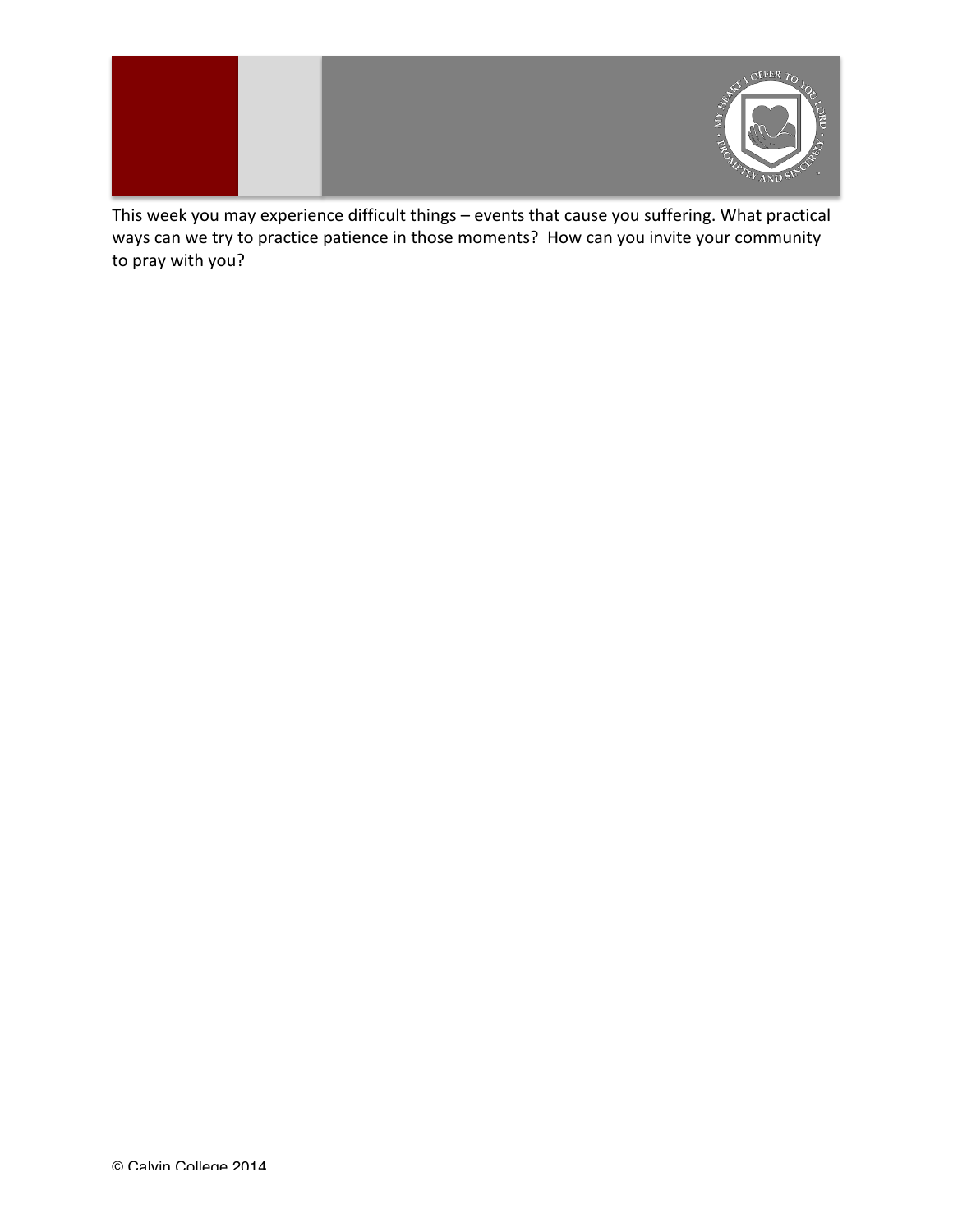This week you may experience difficult things – events that cause you suffering. What practical ways can we try to practice patience in those moments? How can you invite your community to pray with you?